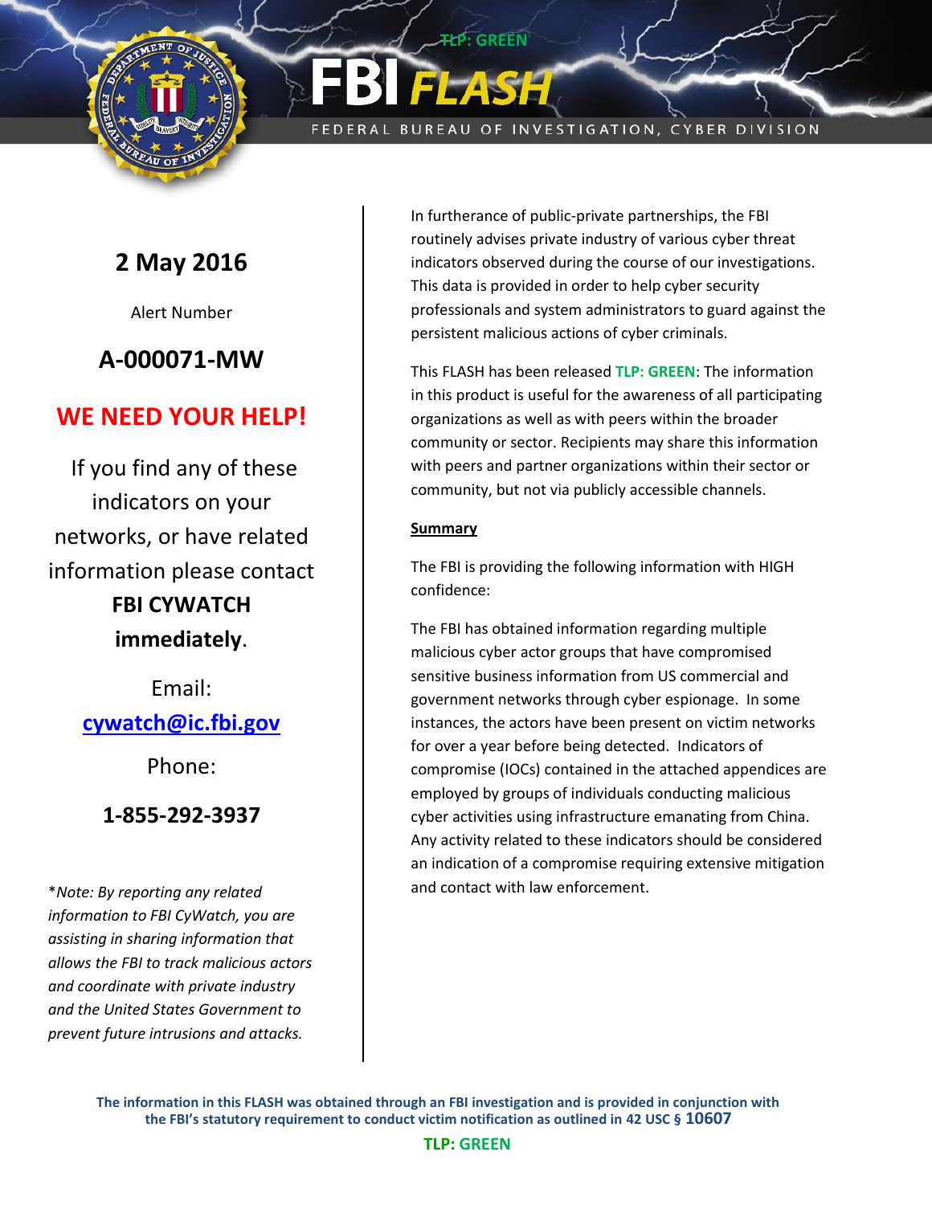TLP: GREEN

# FBI FLASH

FEDERAL BUREAU OF INVESTIGATION, CYBER DIVISION

## 2 May 2016

Alert Number

## A-000071-MW

## WE NEED YOUR HELP!

If you find any of these indicators on your networks, or have related information please contact **FBI CYWATCH immediately**.

Email:
**cywatch@ic.fbi.gov**

Phone:

**1-855-292-3937**

**Note: By reporting any related information to FBI CyWatch, you are assisting in sharing information that allows the FBI to track malicious actors and coordinate with private industry and the United States Government to prevent future intrusions and attacks.*

In furtherance of public-private partnerships, the FBI routinely advises private industry of various cyber threat indicators observed during the course of our investigations. This data is provided in order to help cyber security professionals and system administrators to guard against the persistent malicious actions of cyber criminals.

This FLASH has been released **TLP: GREEN**: The information in this product is useful for the awareness of all participating organizations as well as with peers within the broader community or sector. Recipients may share this information with peers and partner organizations within their sector or community, but not via publicly accessible channels.

**Summary**

The FBI is providing the following information with HIGH confidence:

The FBI has obtained information regarding multiple malicious cyber actor groups that have compromised sensitive business information from US commercial and government networks through cyber espionage. In some instances, the actors have been present on victim networks for over a year before being detected. Indicators of compromise (IOCs) contained in the attached appendices are employed by groups of individuals conducting malicious cyber activities using infrastructure emanating from China. Any activity related to these indicators should be considered an indication of a compromise requiring extensive mitigation and contact with law enforcement.

**The information in this FLASH was obtained through an FBI investigation and is provided in conjunction with the FBI's statutory requirement to conduct victim notification as outlined in 42 USC § 10607**

TLP: GREEN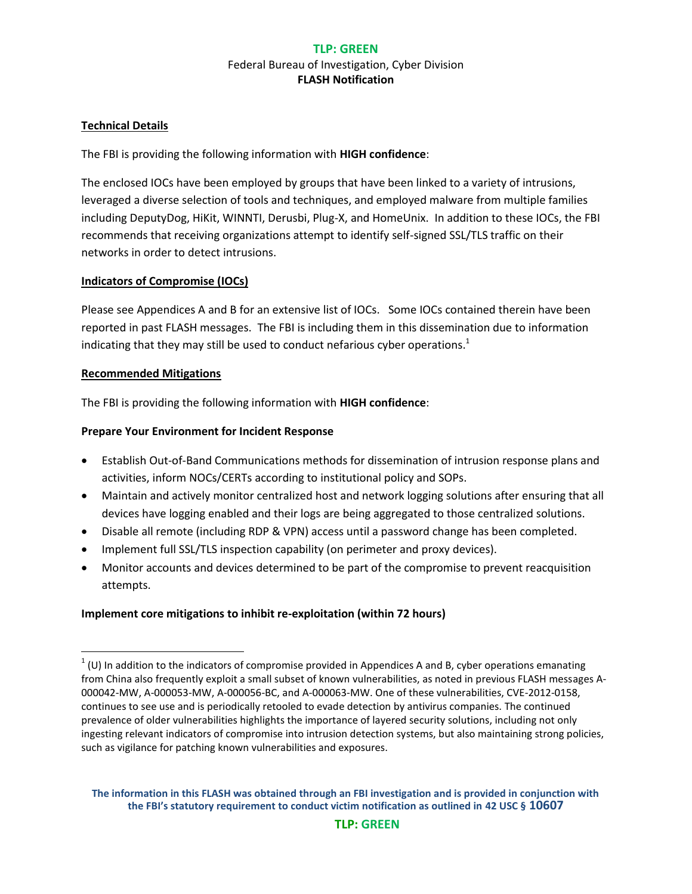**Technical Details**

The FBI is providing the following information with **HIGH confidence**:

The enclosed IOCs have been employed by groups that have been linked to a variety of intrusions, leveraged a diverse selection of tools and techniques, and employed malware from multiple families including DeputyDog, HiKit, WINNTI, Derusbi, Plug-X, and HomeUnix. In addition to these IOCs, the FBI recommends that receiving organizations attempt to identify self-signed SSL/TLS traffic on their networks in order to detect intrusions.

**Indicators of Compromise (IOCs)**

Please see Appendices A and B for an extensive list of IOCs. Some IOCs contained therein have been reported in past FLASH messages. The FBI is including them in this dissemination due to information indicating that they may still be used to conduct nefarious cyber operations.[1]

**Recommended Mitigations**

The FBI is providing the following information with **HIGH confidence**:

**Prepare Your Environment for Incident Response**

- Establish Out-of-Band Communications methods for dissemination of intrusion response plans and activities, inform NOCs/CERTs according to institutional policy and SOPs.
- Maintain and actively monitor centralized host and network logging solutions after ensuring that all devices have logging enabled and their logs are being aggregated to those centralized solutions.
- Disable all remote (including RDP & VPN) access until a password change has been completed.
- Implement full SSL/TLS inspection capability (on perimeter and proxy devices).
- Monitor accounts and devices determined to be part of the compromise to prevent reacquisition attempts.

**Implement core mitigations to inhibit re-exploitation (within 72 hours)**

[1] (U) In addition to the indicators of compromise provided in Appendices A and B, cyber operations emanating from China also frequently exploit a small subset of known vulnerabilities, as noted in previous FLASH messages A-000042-MW, A-000053-MW, A-000056-BC, and A-000063-MW. One of these vulnerabilities, CVE-2012-0158, continues to see use and is periodically retooled to evade detection by antivirus companies. The continued prevalence of older vulnerabilities highlights the importance of layered security solutions, including not only ingesting relevant indicators of compromise into intrusion detection systems, but also maintaining strong policies, such as vigilance for patching known vulnerabilities and exposures.

**The information in this FLASH was obtained through an FBI investigation and is provided in conjunction with the FBI's statutory requirement to conduct victim notification as outlined in 42 USC § 10607**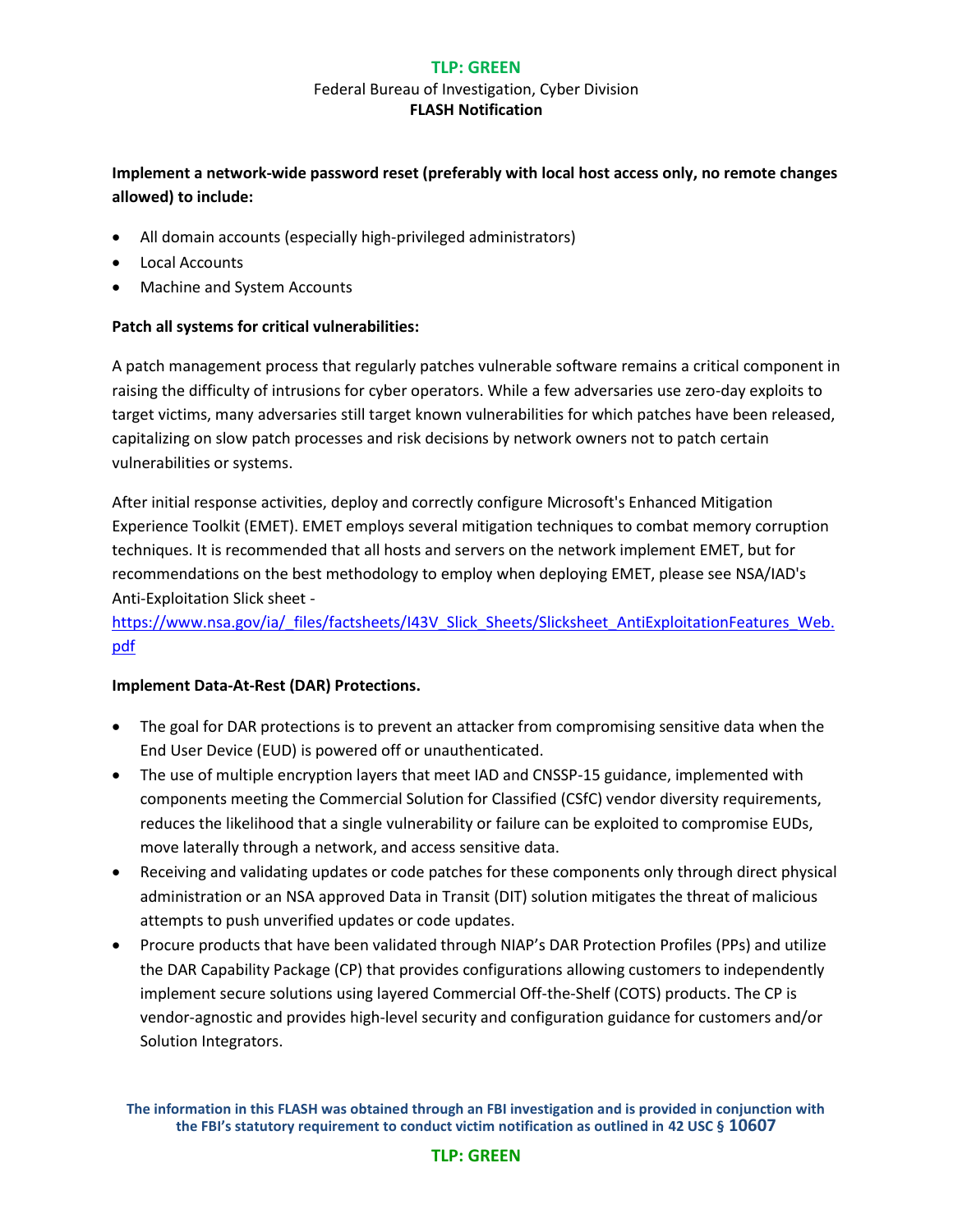**Implement a network-wide password reset (preferably with local host access only, no remote changes allowed) to include:**

- All domain accounts (especially high-privileged administrators)
- Local Accounts
- Machine and System Accounts

**Patch all systems for critical vulnerabilities:**

A patch management process that regularly patches vulnerable software remains a critical component in raising the difficulty of intrusions for cyber operators. While a few adversaries use zero-day exploits to target victims, many adversaries still target known vulnerabilities for which patches have been released, capitalizing on slow patch processes and risk decisions by network owners not to patch certain vulnerabilities or systems.

After initial response activities, deploy and correctly configure Microsoft's Enhanced Mitigation Experience Toolkit (EMET). EMET employs several mitigation techniques to combat memory corruption techniques. It is recommended that all hosts and servers on the network implement EMET, but for recommendations on the best methodology to employ when deploying EMET, please see NSA/IAD's Anti-Exploitation Slick sheet - [https://www.nsa.gov/ia/_files/factsheets/I43V_Slick_Sheets/Slicksheet_AntiExploitationFeatures_Web.pdf](https://www.nsa.gov/ia/_files/factsheets/I43V_Slick_Sheets/Slicksheet_AntiExploitationFeatures_Web.pdf)

**Implement Data-At-Rest (DAR) Protections.**

- The goal for DAR protections is to prevent an attacker from compromising sensitive data when the End User Device (EUD) is powered off or unauthenticated.
- The use of multiple encryption layers that meet IAD and CNSSP-15 guidance, implemented with components meeting the Commercial Solution for Classified (CSfC) vendor diversity requirements, reduces the likelihood that a single vulnerability or failure can be exploited to compromise EUDs, move laterally through a network, and access sensitive data.
- Receiving and validating updates or code patches for these components only through direct physical administration or an NSA approved Data in Transit (DIT) solution mitigates the threat of malicious attempts to push unverified updates or code updates.
- Procure products that have been validated through NIAP's DAR Protection Profiles (PPs) and utilize the DAR Capability Package (CP) that provides configurations allowing customers to independently implement secure solutions using layered Commercial Off-the-Shelf (COTS) products. The CP is vendor-agnostic and provides high-level security and configuration guidance for customers and/or Solution Integrators.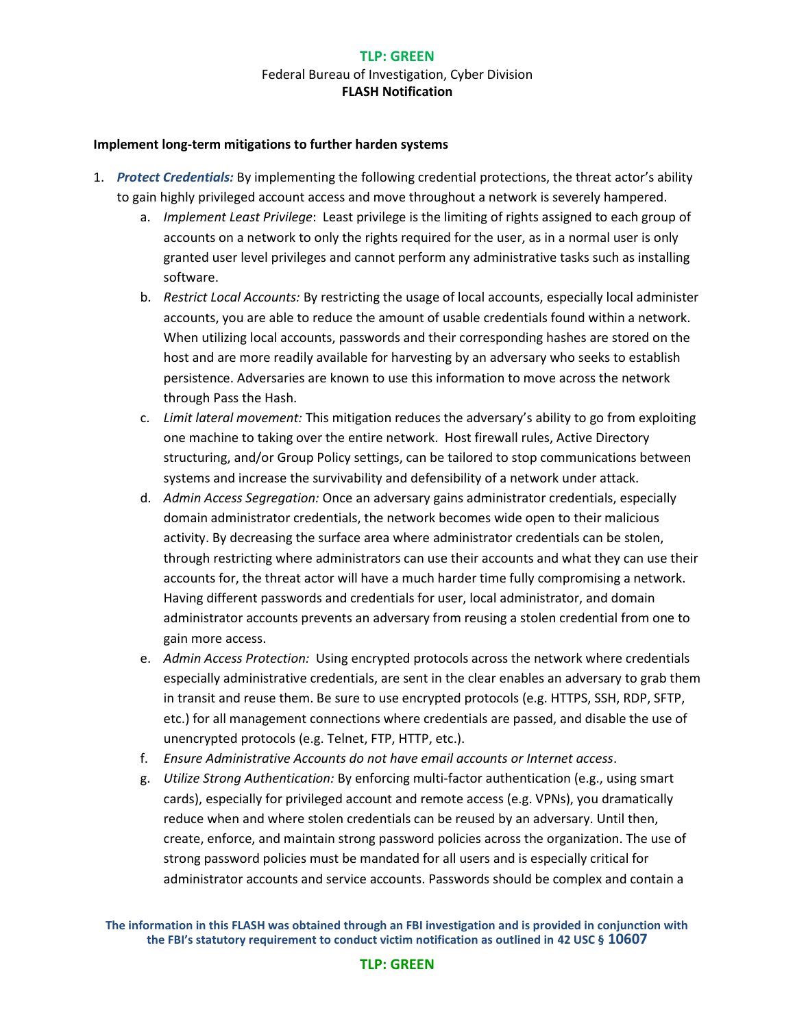**Implement long-term mitigations to further harden systems**

1. ***Protect Credentials:*** By implementing the following credential protections, the threat actor's ability to gain highly privileged account access and move throughout a network is severely hampered.
    a. *Implement Least Privilege*: Least privilege is the limiting of rights assigned to each group of accounts on a network to only the rights required for the user, as in a normal user is only granted user level privileges and cannot perform any administrative tasks such as installing software.
    b. *Restrict Local Accounts:* By restricting the usage of local accounts, especially local administer accounts, you are able to reduce the amount of usable credentials found within a network. When utilizing local accounts, passwords and their corresponding hashes are stored on the host and are more readily available for harvesting by an adversary who seeks to establish persistence. Adversaries are known to use this information to move across the network through Pass the Hash.
    c. *Limit lateral movement:* This mitigation reduces the adversary's ability to go from exploiting one machine to taking over the entire network. Host firewall rules, Active Directory structuring, and/or Group Policy settings, can be tailored to stop communications between systems and increase the survivability and defensibility of a network under attack.
    d. *Admin Access Segregation:* Once an adversary gains administrator credentials, especially domain administrator credentials, the network becomes wide open to their malicious activity. By decreasing the surface area where administrator credentials can be stolen, through restricting where administrators can use their accounts and what they can use their accounts for, the threat actor will have a much harder time fully compromising a network. Having different passwords and credentials for user, local administrator, and domain administrator accounts prevents an adversary from reusing a stolen credential from one to gain more access.
    e. *Admin Access Protection:* Using encrypted protocols across the network where credentials especially administrative credentials, are sent in the clear enables an adversary to grab them in transit and reuse them. Be sure to use encrypted protocols (e.g. HTTPS, SSH, RDP, SFTP, etc.) for all management connections where credentials are passed, and disable the use of unencrypted protocols (e.g. Telnet, FTP, HTTP, etc.).
    f. *Ensure Administrative Accounts do not have email accounts or Internet access*.
    g. *Utilize Strong Authentication:* By enforcing multi-factor authentication (e.g., using smart cards), especially for privileged account and remote access (e.g. VPNs), you dramatically reduce when and where stolen credentials can be reused by an adversary. Until then, create, enforce, and maintain strong password policies across the organization. The use of strong password policies must be mandated for all users and is especially critical for administrator accounts and service accounts. Passwords should be complex and contain a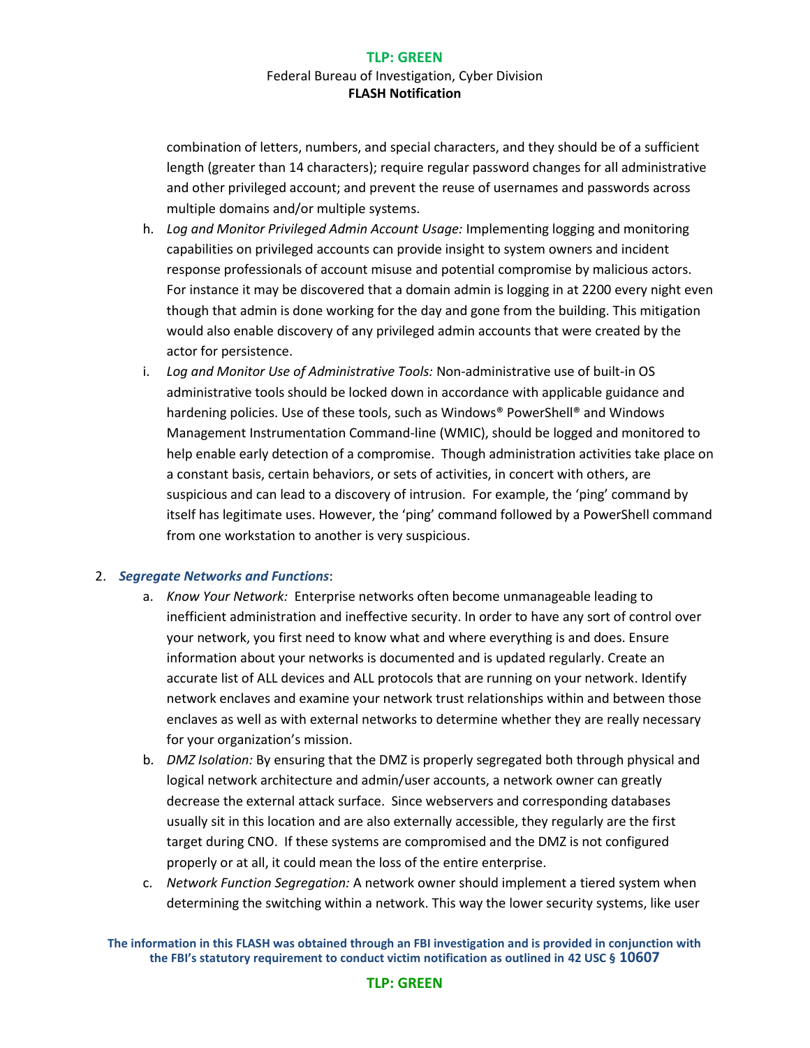combination of letters, numbers, and special characters, and they should be of a sufficient length (greater than 14 characters); require regular password changes for all administrative and other privileged account; and prevent the reuse of usernames and passwords across multiple domains and/or multiple systems.

h. *Log and Monitor Privileged Admin Account Usage:* Implementing logging and monitoring capabilities on privileged accounts can provide insight to system owners and incident response professionals of account misuse and potential compromise by malicious actors. For instance it may be discovered that a domain admin is logging in at 2200 every night even though that admin is done working for the day and gone from the building. This mitigation would also enable discovery of any privileged admin accounts that were created by the actor for persistence.

i. *Log and Monitor Use of Administrative Tools:* Non-administrative use of built-in OS administrative tools should be locked down in accordance with applicable guidance and hardening policies. Use of these tools, such as Windows® PowerShell® and Windows Management Instrumentation Command-line (WMIC), should be logged and monitored to help enable early detection of a compromise. Though administration activities take place on a constant basis, certain behaviors, or sets of activities, in concert with others, are suspicious and can lead to a discovery of intrusion. For example, the 'ping' command by itself has legitimate uses. However, the 'ping' command followed by a PowerShell command from one workstation to another is very suspicious.

2. ***Segregate Networks and Functions***:

   a. *Know Your Network:* Enterprise networks often become unmanageable leading to inefficient administration and ineffective security. In order to have any sort of control over your network, you first need to know what and where everything is and does. Ensure information about your networks is documented and is updated regularly. Create an accurate list of ALL devices and ALL protocols that are running on your network. Identify network enclaves and examine your network trust relationships within and between those enclaves as well as with external networks to determine whether they are really necessary for your organization's mission.

   b. *DMZ Isolation:* By ensuring that the DMZ is properly segregated both through physical and logical network architecture and admin/user accounts, a network owner can greatly decrease the external attack surface. Since webservers and corresponding databases usually sit in this location and are also externally accessible, they regularly are the first target during CNO. If these systems are compromised and the DMZ is not configured properly or at all, it could mean the loss of the entire enterprise.

   c. *Network Function Segregation:* A network owner should implement a tiered system when determining the switching within a network. This way the lower security systems, like user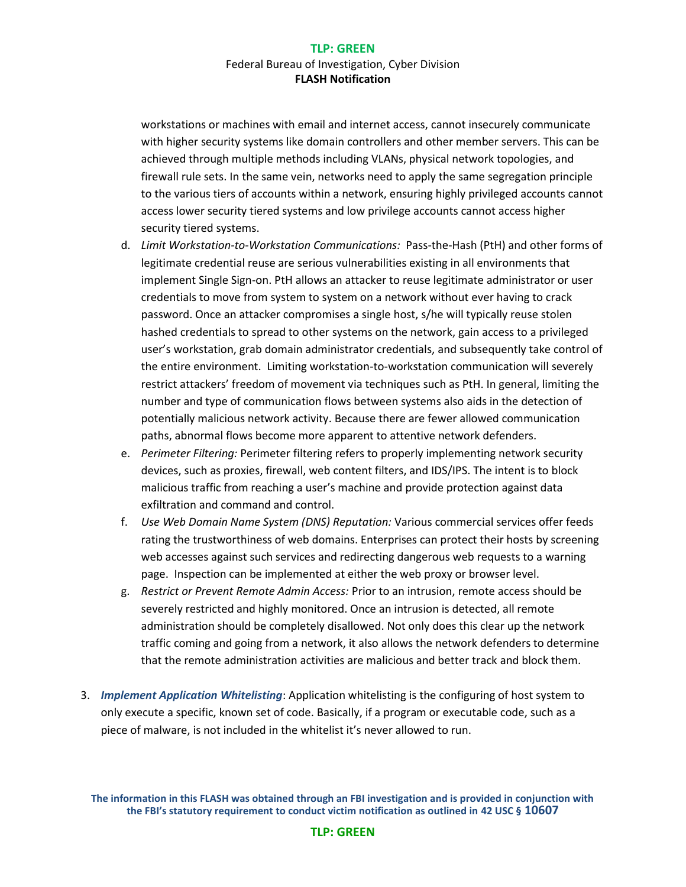workstations or machines with email and internet access, cannot insecurely communicate with higher security systems like domain controllers and other member servers. This can be achieved through multiple methods including VLANs, physical network topologies, and firewall rule sets. In the same vein, networks need to apply the same segregation principle to the various tiers of accounts within a network, ensuring highly privileged accounts cannot access lower security tiered systems and low privilege accounts cannot access higher security tiered systems.

   d. *Limit Workstation-to-Workstation Communications:* Pass-the-Hash (PtH) and other forms of legitimate credential reuse are serious vulnerabilities existing in all environments that implement Single Sign-on. PtH allows an attacker to reuse legitimate administrator or user credentials to move from system to system on a network without ever having to crack password. Once an attacker compromises a single host, s/he will typically reuse stolen hashed credentials to spread to other systems on the network, gain access to a privileged user's workstation, grab domain administrator credentials, and subsequently take control of the entire environment. Limiting workstation-to-workstation communication will severely restrict attackers' freedom of movement via techniques such as PtH. In general, limiting the number and type of communication flows between systems also aids in the detection of potentially malicious network activity. Because there are fewer allowed communication paths, abnormal flows become more apparent to attentive network defenders.

   e. *Perimeter Filtering:* Perimeter filtering refers to properly implementing network security devices, such as proxies, firewall, web content filters, and IDS/IPS. The intent is to block malicious traffic from reaching a user's machine and provide protection against data exfiltration and command and control.

   f. *Use Web Domain Name System (DNS) Reputation:* Various commercial services offer feeds rating the trustworthiness of web domains. Enterprises can protect their hosts by screening web accesses against such services and redirecting dangerous web requests to a warning page. Inspection can be implemented at either the web proxy or browser level.

   g. *Restrict or Prevent Remote Admin Access:* Prior to an intrusion, remote access should be severely restricted and highly monitored. Once an intrusion is detected, all remote administration should be completely disallowed. Not only does this clear up the network traffic coming and going from a network, it also allows the network defenders to determine that the remote administration activities are malicious and better track and block them.

3. ***Implement Application Whitelisting***: Application whitelisting is the configuring of host system to only execute a specific, known set of code. Basically, if a program or executable code, such as a piece of malware, is not included in the whitelist it's never allowed to run.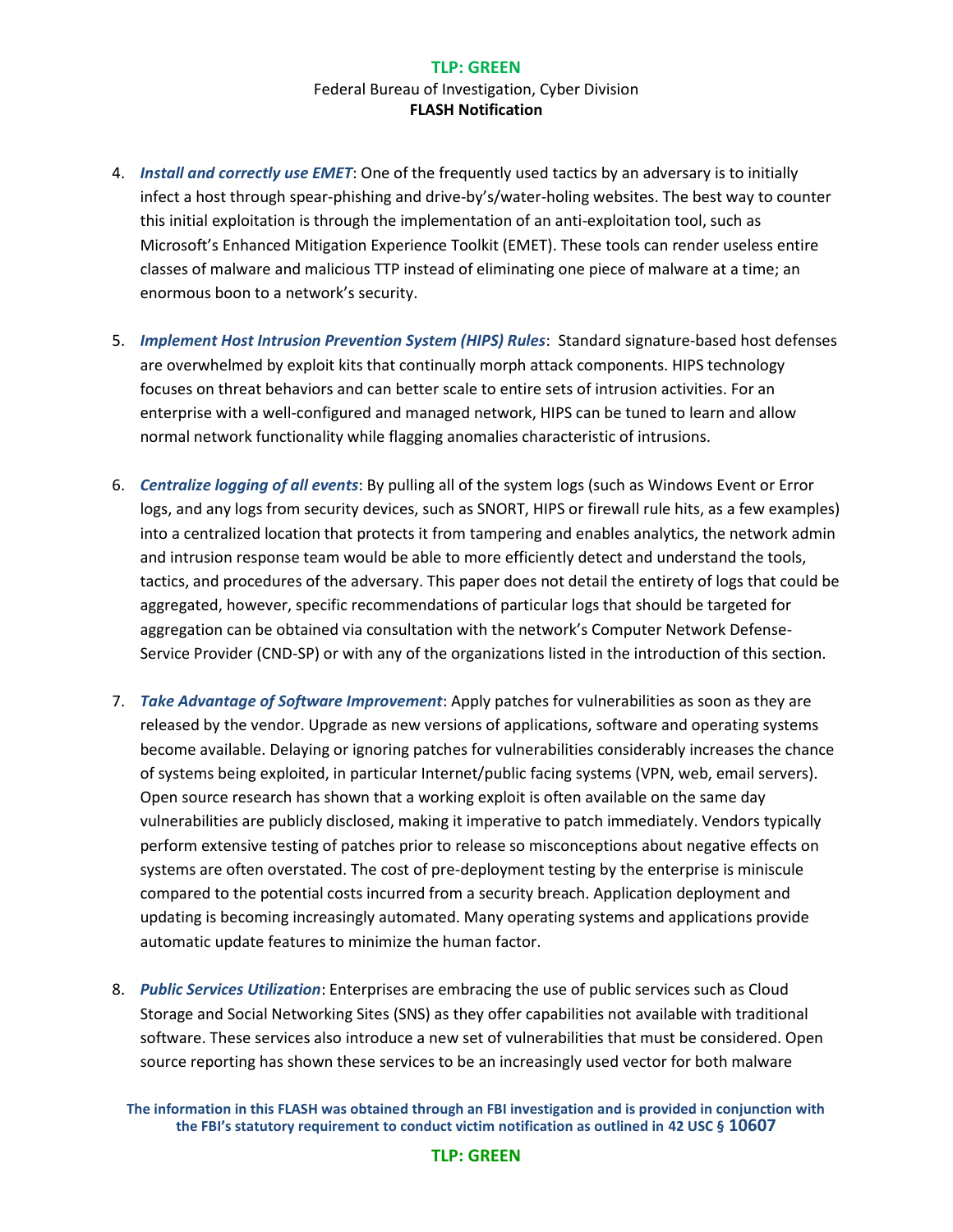4. ***Install and correctly use EMET***: One of the frequently used tactics by an adversary is to initially infect a host through spear-phishing and drive-by's/water-holing websites. The best way to counter this initial exploitation is through the implementation of an anti-exploitation tool, such as Microsoft's Enhanced Mitigation Experience Toolkit (EMET). These tools can render useless entire classes of malware and malicious TTP instead of eliminating one piece of malware at a time; an enormous boon to a network's security.

5. ***Implement Host Intrusion Prevention System (HIPS) Rules***: Standard signature-based host defenses are overwhelmed by exploit kits that continually morph attack components. HIPS technology focuses on threat behaviors and can better scale to entire sets of intrusion activities. For an enterprise with a well-configured and managed network, HIPS can be tuned to learn and allow normal network functionality while flagging anomalies characteristic of intrusions.

6. ***Centralize logging of all events***: By pulling all of the system logs (such as Windows Event or Error logs, and any logs from security devices, such as SNORT, HIPS or firewall rule hits, as a few examples) into a centralized location that protects it from tampering and enables analytics, the network admin and intrusion response team would be able to more efficiently detect and understand the tools, tactics, and procedures of the adversary. This paper does not detail the entirety of logs that could be aggregated, however, specific recommendations of particular logs that should be targeted for aggregation can be obtained via consultation with the network's Computer Network Defense-Service Provider (CND-SP) or with any of the organizations listed in the introduction of this section.

7. ***Take Advantage of Software Improvement***: Apply patches for vulnerabilities as soon as they are released by the vendor. Upgrade as new versions of applications, software and operating systems become available. Delaying or ignoring patches for vulnerabilities considerably increases the chance of systems being exploited, in particular Internet/public facing systems (VPN, web, email servers). Open source research has shown that a working exploit is often available on the same day vulnerabilities are publicly disclosed, making it imperative to patch immediately. Vendors typically perform extensive testing of patches prior to release so misconceptions about negative effects on systems are often overstated. The cost of pre-deployment testing by the enterprise is miniscule compared to the potential costs incurred from a security breach. Application deployment and updating is becoming increasingly automated. Many operating systems and applications provide automatic update features to minimize the human factor.

8. ***Public Services Utilization***: Enterprises are embracing the use of public services such as Cloud Storage and Social Networking Sites (SNS) as they offer capabilities not available with traditional software. These services also introduce a new set of vulnerabilities that must be considered. Open source reporting has shown these services to be an increasingly used vector for both malware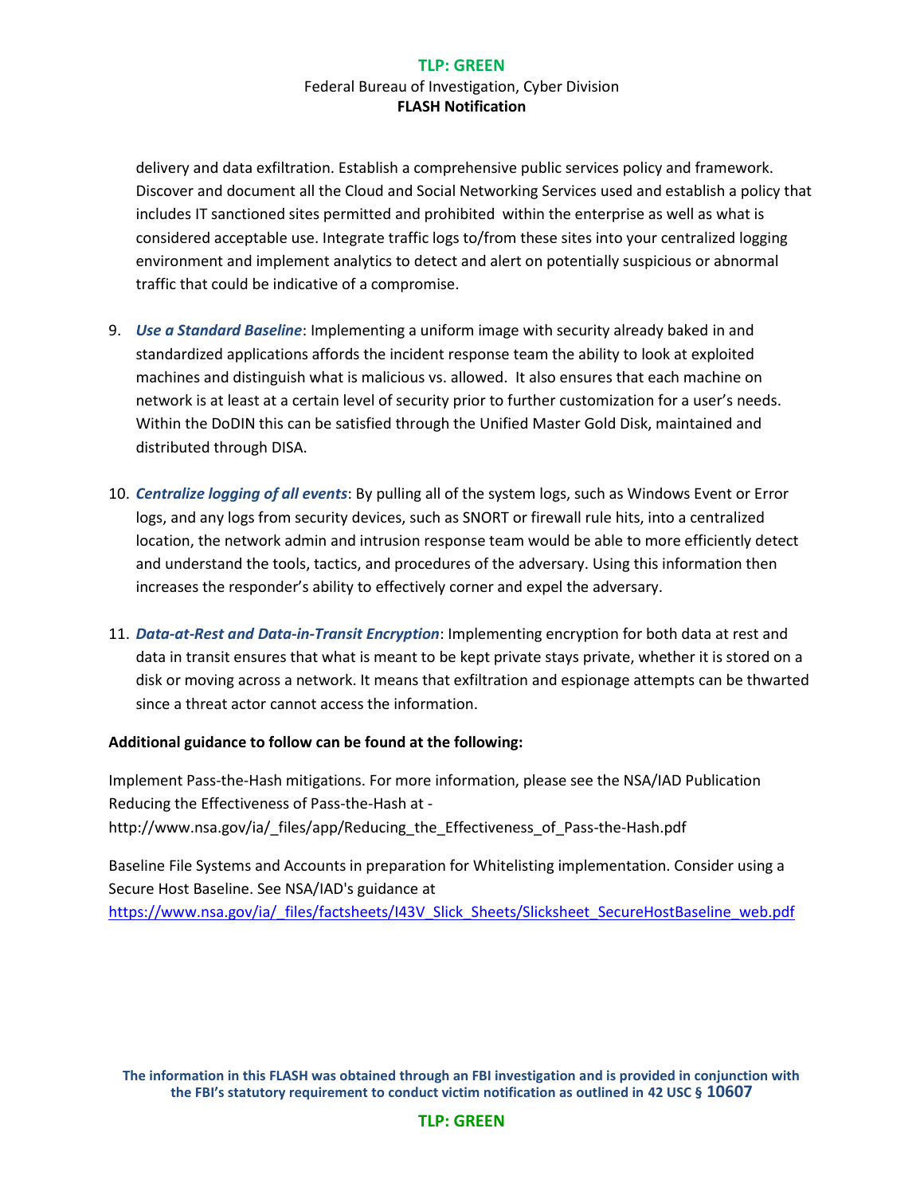delivery and data exfiltration. Establish a comprehensive public services policy and framework. Discover and document all the Cloud and Social Networking Services used and establish a policy that includes IT sanctioned sites permitted and prohibited within the enterprise as well as what is considered acceptable use. Integrate traffic logs to/from these sites into your centralized logging environment and implement analytics to detect and alert on potentially suspicious or abnormal traffic that could be indicative of a compromise.

9. ***Use a Standard Baseline***: Implementing a uniform image with security already baked in and standardized applications affords the incident response team the ability to look at exploited machines and distinguish what is malicious vs. allowed. It also ensures that each machine on network is at least at a certain level of security prior to further customization for a user's needs. Within the DoDIN this can be satisfied through the Unified Master Gold Disk, maintained and distributed through DISA.

10. ***Centralize logging of all events***: By pulling all of the system logs, such as Windows Event or Error logs, and any logs from security devices, such as SNORT or firewall rule hits, into a centralized location, the network admin and intrusion response team would be able to more efficiently detect and understand the tools, tactics, and procedures of the adversary. Using this information then increases the responder's ability to effectively corner and expel the adversary.

11. ***Data-at-Rest and Data-in-Transit Encryption***: Implementing encryption for both data at rest and data in transit ensures that what is meant to be kept private stays private, whether it is stored on a disk or moving across a network. It means that exfiltration and espionage attempts can be thwarted since a threat actor cannot access the information.

**Additional guidance to follow can be found at the following:**

Implement Pass-the-Hash mitigations. For more information, please see the NSA/IAD Publication Reducing the Effectiveness of Pass-the-Hash at - http://www.nsa.gov/ia/_files/app/Reducing_the_Effectiveness_of_Pass-the-Hash.pdf

Baseline File Systems and Accounts in preparation for Whitelisting implementation. Consider using a Secure Host Baseline. See NSA/IAD's guidance at https://www.nsa.gov/ia/_files/factsheets/I43V_Slick_Sheets/Slicksheet_SecureHostBaseline_web.pdf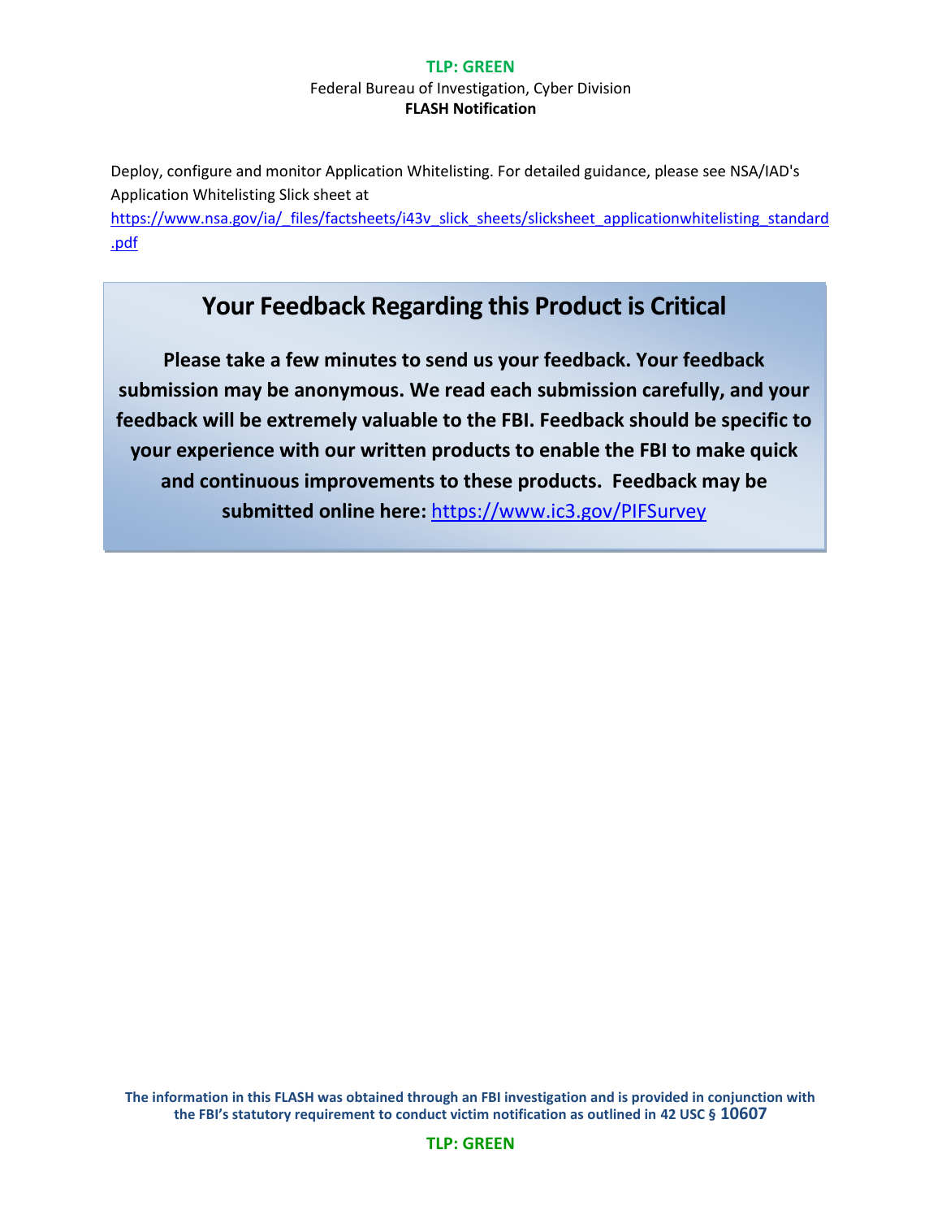Deploy, configure and monitor Application Whitelisting. For detailed guidance, please see NSA/IAD's Application Whitelisting Slick sheet at https://www.nsa.gov/ia/_files/factsheets/i43v_slick_sheets/slicksheet_applicationwhitelisting_standard.pdf

## Your Feedback Regarding this Product is Critical

**Please take a few minutes to send us your feedback. Your feedback submission may be anonymous. We read each submission carefully, and your feedback will be extremely valuable to the FBI. Feedback should be specific to your experience with our written products to enable the FBI to make quick and continuous improvements to these products. Feedback may be submitted online here:** https://www.ic3.gov/PIFSurvey

**The information in this FLASH was obtained through an FBI investigation and is provided in conjunction with the FBI's statutory requirement to conduct victim notification as outlined in 42 USC § 10607**